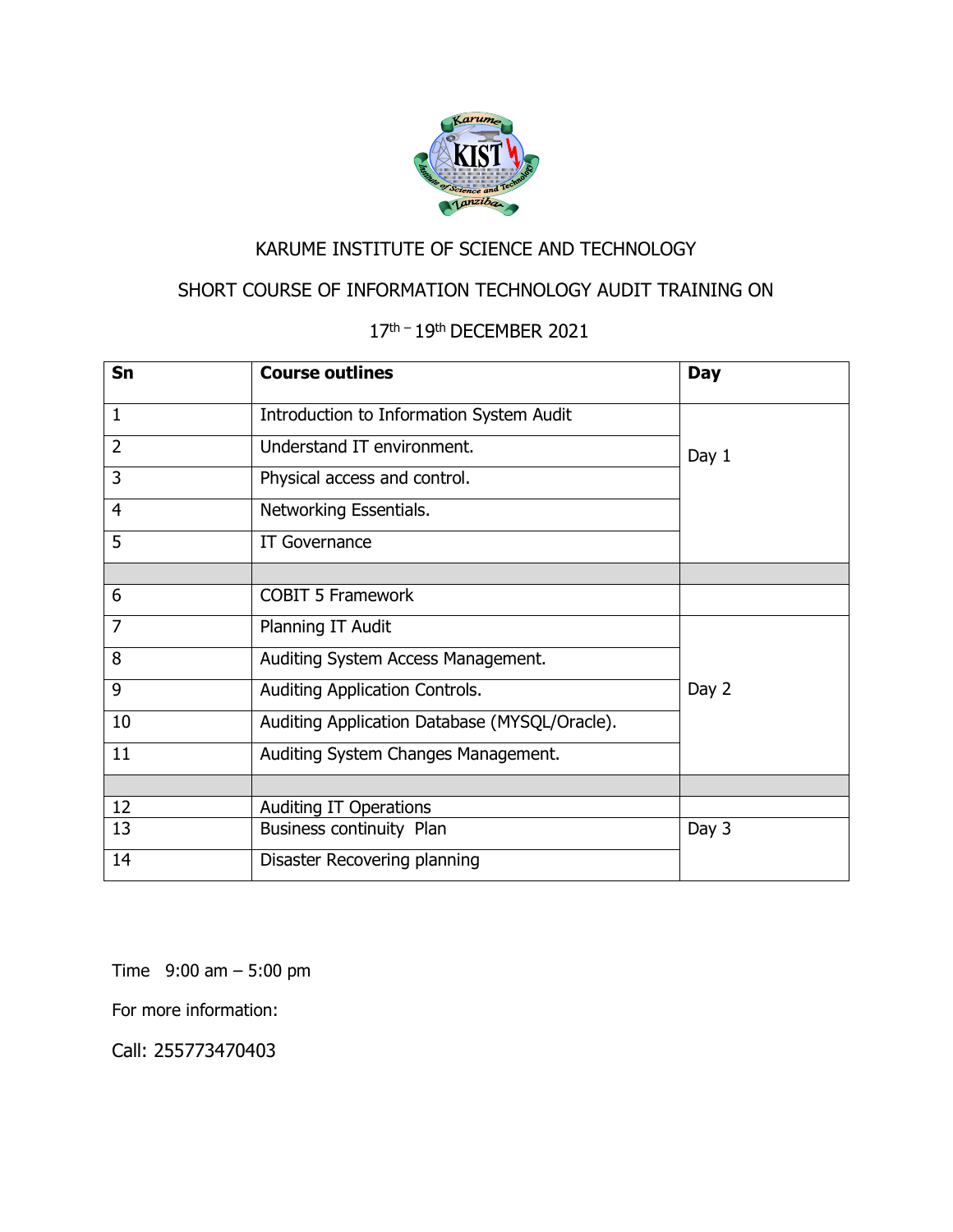# KARUME INSTITUTE OF SCIENCE AND TECHNOLOGY

## SHORT COURSE OF INFORMATION TECHNOLOGY AUDIT TRAINING ON

## 17th – 19th DECEMBER 2021

| Sn | Course outlines | Day |
|---|---|---|
| 1 | Introduction to Information System Audit | Day 1 |
| 2 | Understand IT environment. | |
| 3 | Physical access and control. | |
| 4 | Networking Essentials. | |
| 5 | IT Governance | |
| | | |
| 6 | COBIT 5 Framework | |
| 7 | Planning IT Audit | Day 2 |
| 8 | Auditing System Access Management. | |
| 9 | Auditing Application Controls. | |
| 10 | Auditing Application Database (MYSQL/Oracle). | |
| 11 | Auditing System Changes Management. | |
| | | |
| 12 | Auditing IT Operations | |
| 13 | Business continuity Plan | Day 3 |
| 14 | Disaster Recovering planning | |

Time 9:00 am – 5:00 pm

For more information:

Call: 255773470403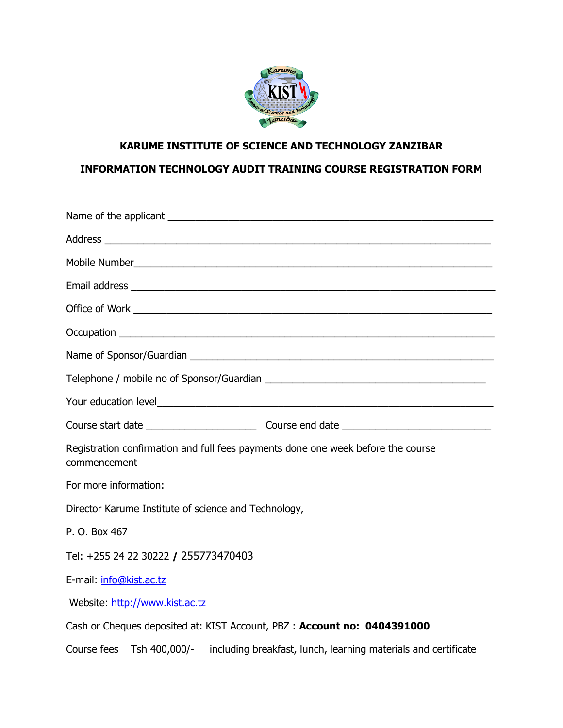## KARUME INSTITUTE OF SCIENCE AND TECHNOLOGY ZANZIBAR

## INFORMATION TECHNOLOGY AUDIT TRAINING COURSE REGISTRATION FORM

Name of the applicant ____________________________________________________________

Address ______________________________________________________________________

Mobile Number__________________________________________________________________

Email address __________________________________________________________________

Office of Work _________________________________________________________________

Occupation ____________________________________________________________________

Name of Sponsor/Guardian ______________________________________________________

Telephone / mobile no of Sponsor/Guardian ________________________________________

Your education level______________________________________________________________

Course start date ____________________ Course end date ___________________________

Registration confirmation and full fees payments done one week before the course commencement

For more information:

Director Karume Institute of science and Technology,

P. O. Box 467

Tel: +255 24 22 30222 **/** 255773470403

E-mail: info@kist.ac.tz

Website: http://www.kist.ac.tz

Cash or Cheques deposited at: KIST Account, PBZ : **Account no: 0404391000**

Course fees Tsh 400,000/- including breakfast, lunch, learning materials and certificate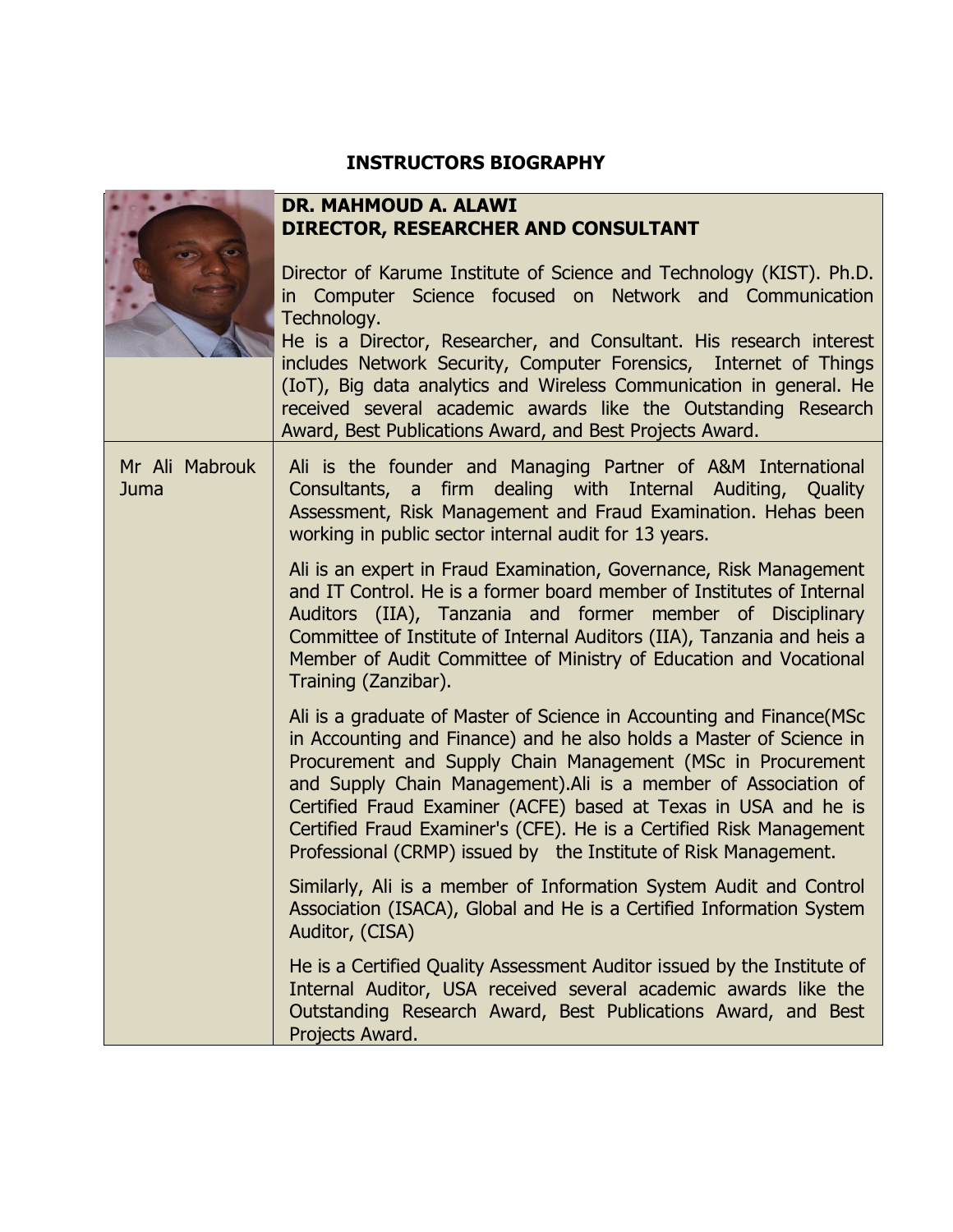**INSTRUCTORS BIOGRAPHY**

| | |
|---|---|
| | **DR. MAHMOUD A. ALAWI**<br>**DIRECTOR, RESEARCHER AND CONSULTANT**<br><br>Director of Karume Institute of Science and Technology (KIST). Ph.D. in Computer Science focused on Network and Communication Technology.<br>He is a Director, Researcher, and Consultant. His research interest includes Network Security, Computer Forensics, Internet of Things (IoT), Big data analytics and Wireless Communication in general. He received several academic awards like the Outstanding Research Award, Best Publications Award, and Best Projects Award. |
| Mr Ali Mabrouk Juma | Ali is the founder and Managing Partner of A&M International Consultants, a firm dealing with Internal Auditing, Quality Assessment, Risk Management and Fraud Examination. Hehas been working in public sector internal audit for 13 years.<br><br>Ali is an expert in Fraud Examination, Governance, Risk Management and IT Control. He is a former board member of Institutes of Internal Auditors (IIA), Tanzania and former member of Disciplinary Committee of Institute of Internal Auditors (IIA), Tanzania and heis a Member of Audit Committee of Ministry of Education and Vocational Training (Zanzibar).<br><br>Ali is a graduate of Master of Science in Accounting and Finance(MSc in Accounting and Finance) and he also holds a Master of Science in Procurement and Supply Chain Management (MSc in Procurement and Supply Chain Management).Ali is a member of Association of Certified Fraud Examiner (ACFE) based at Texas in USA and he is Certified Fraud Examiner's (CFE). He is a Certified Risk Management Professional (CRMP) issued by the Institute of Risk Management.<br><br>Similarly, Ali is a member of Information System Audit and Control Association (ISACA), Global and He is a Certified Information System Auditor, (CISA)<br><br>He is a Certified Quality Assessment Auditor issued by the Institute of Internal Auditor, USA received several academic awards like the Outstanding Research Award, Best Publications Award, and Best Projects Award. |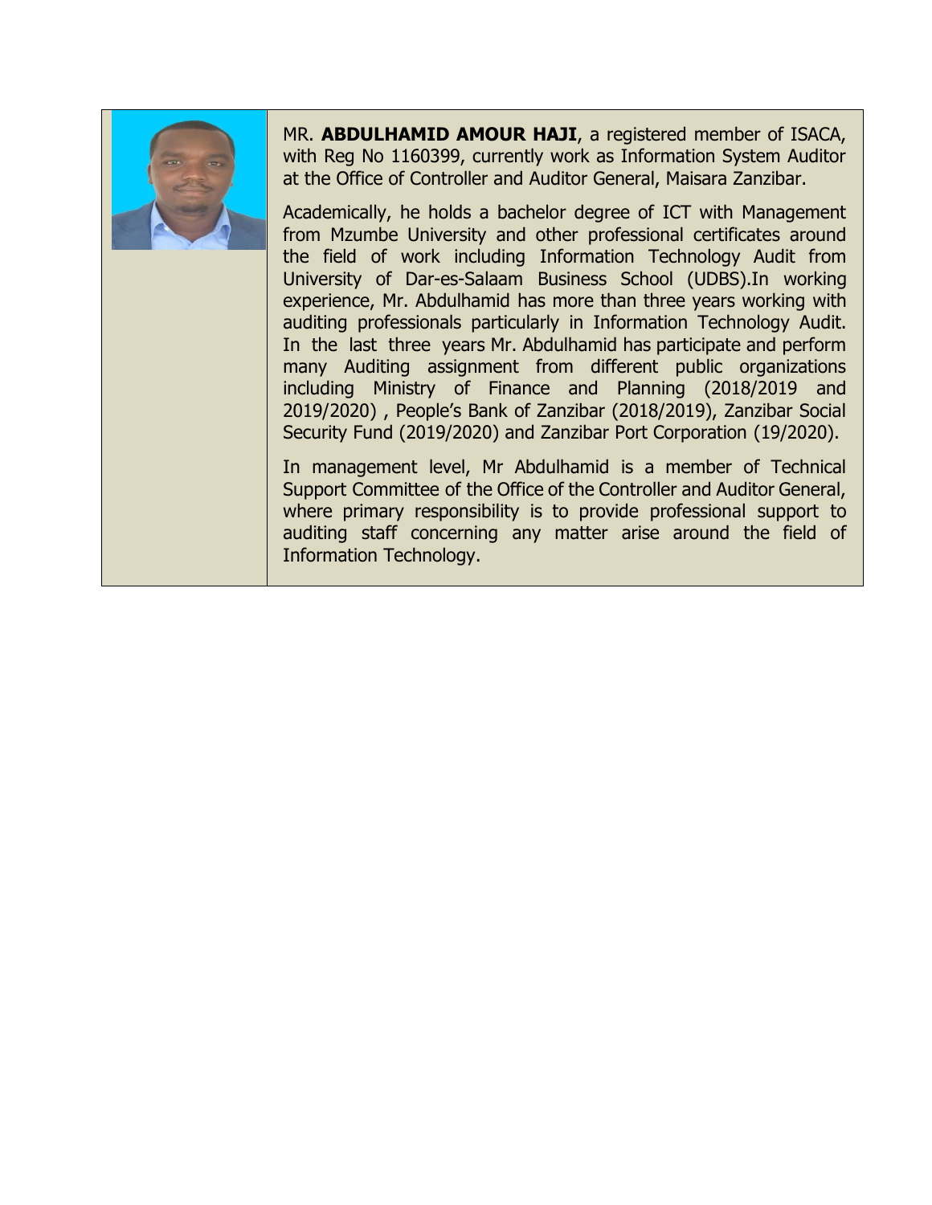MR. **ABDULHAMID AMOUR HAJI**, a registered member of ISACA, with Reg No 1160399, currently work as Information System Auditor at the Office of Controller and Auditor General, Maisara Zanzibar.

Academically, he holds a bachelor degree of ICT with Management from Mzumbe University and other professional certificates around the field of work including Information Technology Audit from University of Dar-es-Salaam Business School (UDBS).In working experience, Mr. Abdulhamid has more than three years working with auditing professionals particularly in Information Technology Audit. In the last three years Mr. Abdulhamid has participate and perform many Auditing assignment from different public organizations including Ministry of Finance and Planning (2018/2019 and 2019/2020) , People's Bank of Zanzibar (2018/2019), Zanzibar Social Security Fund (2019/2020) and Zanzibar Port Corporation (19/2020).

In management level, Mr Abdulhamid is a member of Technical Support Committee of the Office of the Controller and Auditor General, where primary responsibility is to provide professional support to auditing staff concerning any matter arise around the field of Information Technology.